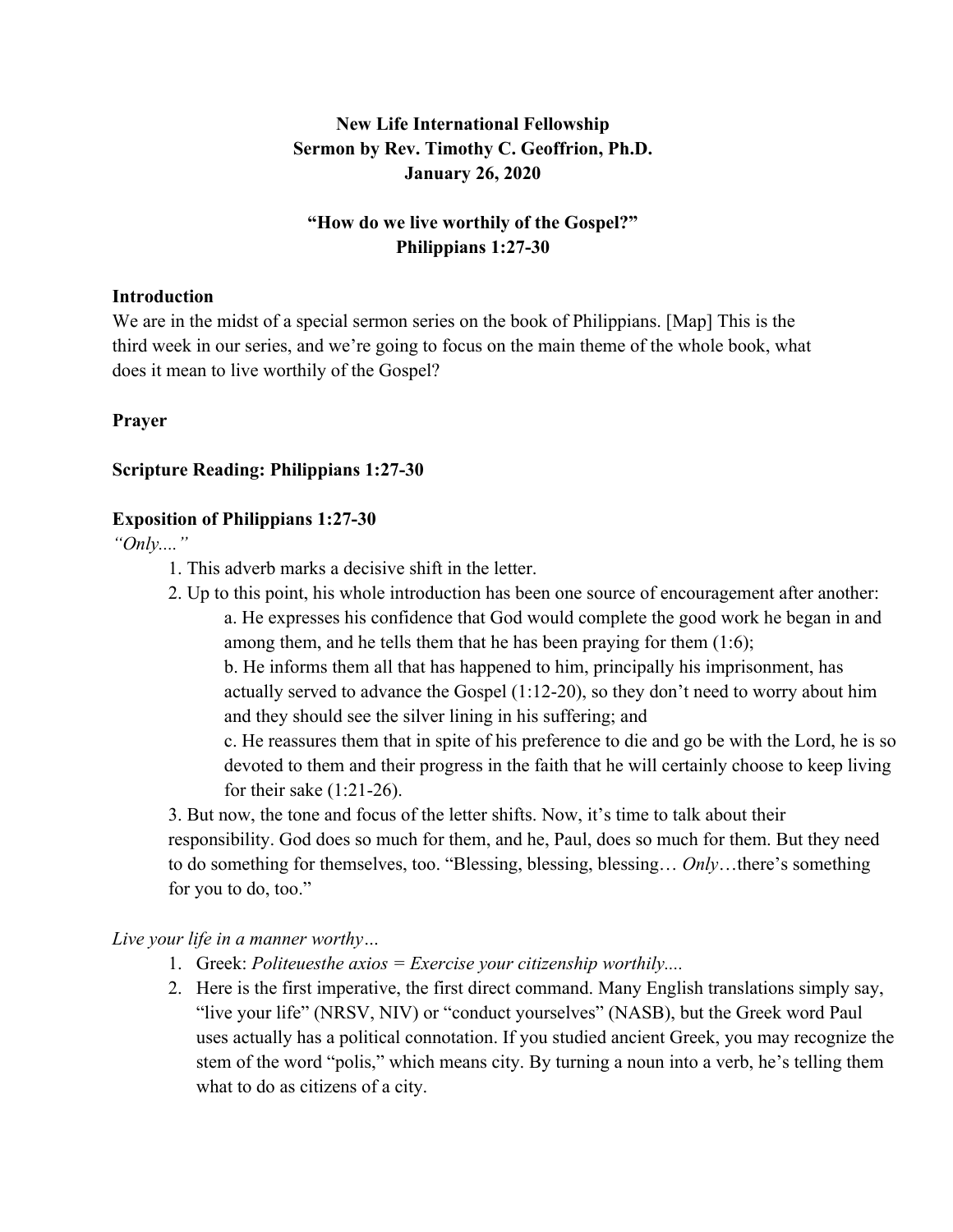**New Life International Fellowship**
**Sermon by Rev. Timothy C. Geoffrion, Ph.D.**
**January 26, 2020**

# "How do we live worthily of the Gospel?"
## Philippians 1:27-30

### Introduction

We are in the midst of a special sermon series on the book of Philippians. [Map] This is the third week in our series, and we're going to focus on the main theme of the whole book, what does it mean to live worthily of the Gospel?

### Prayer

### Scripture Reading: Philippians 1:27-30

### Exposition of Philippians 1:27-30

*"Only...."*

1. This adverb marks a decisive shift in the letter.
2. Up to this point, his whole introduction has been one source of encouragement after another:
    a. He expresses his confidence that God would complete the good work he began in and among them, and he tells them that he has been praying for them (1:6);
    b. He informs them all that has happened to him, principally his imprisonment, has actually served to advance the Gospel (1:12-20), so they don't need to worry about him and they should see the silver lining in his suffering; and
    c. He reassures them that in spite of his preference to die and go be with the Lord, he is so devoted to them and their progress in the faith that he will certainly choose to keep living for their sake (1:21-26).
3. But now, the tone and focus of the letter shifts. Now, it's time to talk about their responsibility. God does so much for them, and he, Paul, does so much for them. But they need to do something for themselves, too. "Blessing, blessing, blessing… *Only*…there's something for you to do, too."

*Live your life in a manner worthy…*

1. Greek: *Politeuesthe axios = Exercise your citizenship worthily....*
2. Here is the first imperative, the first direct command. Many English translations simply say, "live your life" (NRSV, NIV) or "conduct yourselves" (NASB), but the Greek word Paul uses actually has a political connotation. If you studied ancient Greek, you may recognize the stem of the word "polis," which means city. By turning a noun into a verb, he's telling them what to do as citizens of a city.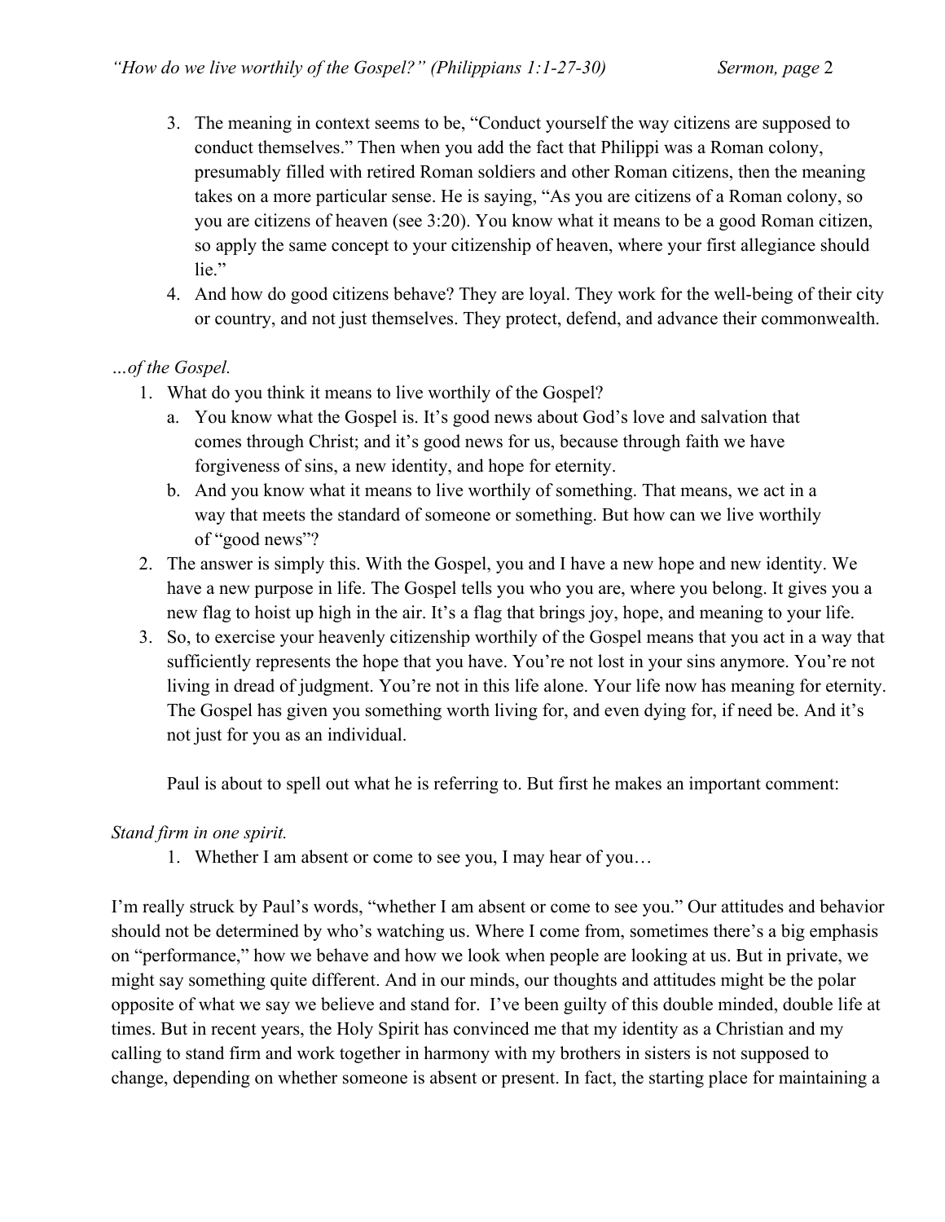3. The meaning in context seems to be, "Conduct yourself the way citizens are supposed to conduct themselves." Then when you add the fact that Philippi was a Roman colony, presumably filled with retired Roman soldiers and other Roman citizens, then the meaning takes on a more particular sense. He is saying, "As you are citizens of a Roman colony, so you are citizens of heaven (see 3:20). You know what it means to be a good Roman citizen, so apply the same concept to your citizenship of heaven, where your first allegiance should lie."
4. And how do good citizens behave? They are loyal. They work for the well-being of their city or country, and not just themselves. They protect, defend, and advance their commonwealth.

*…of the Gospel.*

1. What do you think it means to live worthily of the Gospel?
   a. You know what the Gospel is. It's good news about God's love and salvation that comes through Christ; and it's good news for us, because through faith we have forgiveness of sins, a new identity, and hope for eternity.
   b. And you know what it means to live worthily of something. That means, we act in a way that meets the standard of someone or something. But how can we live worthily of "good news"?
2. The answer is simply this. With the Gospel, you and I have a new hope and new identity. We have a new purpose in life. The Gospel tells you who you are, where you belong. It gives you a new flag to hoist up high in the air. It's a flag that brings joy, hope, and meaning to your life.
3. So, to exercise your heavenly citizenship worthily of the Gospel means that you act in a way that sufficiently represents the hope that you have. You're not lost in your sins anymore. You're not living in dread of judgment. You're not in this life alone. Your life now has meaning for eternity. The Gospel has given you something worth living for, and even dying for, if need be. And it's not just for you as an individual.

   Paul is about to spell out what he is referring to. But first he makes an important comment:

*Stand firm in one spirit.*

1. Whether I am absent or come to see you, I may hear of you…

I'm really struck by Paul's words, "whether I am absent or come to see you." Our attitudes and behavior should not be determined by who's watching us. Where I come from, sometimes there's a big emphasis on "performance," how we behave and how we look when people are looking at us. But in private, we might say something quite different. And in our minds, our thoughts and attitudes might be the polar opposite of what we say we believe and stand for. I've been guilty of this double minded, double life at times. But in recent years, the Holy Spirit has convinced me that my identity as a Christian and my calling to stand firm and work together in harmony with my brothers in sisters is not supposed to change, depending on whether someone is absent or present. In fact, the starting place for maintaining a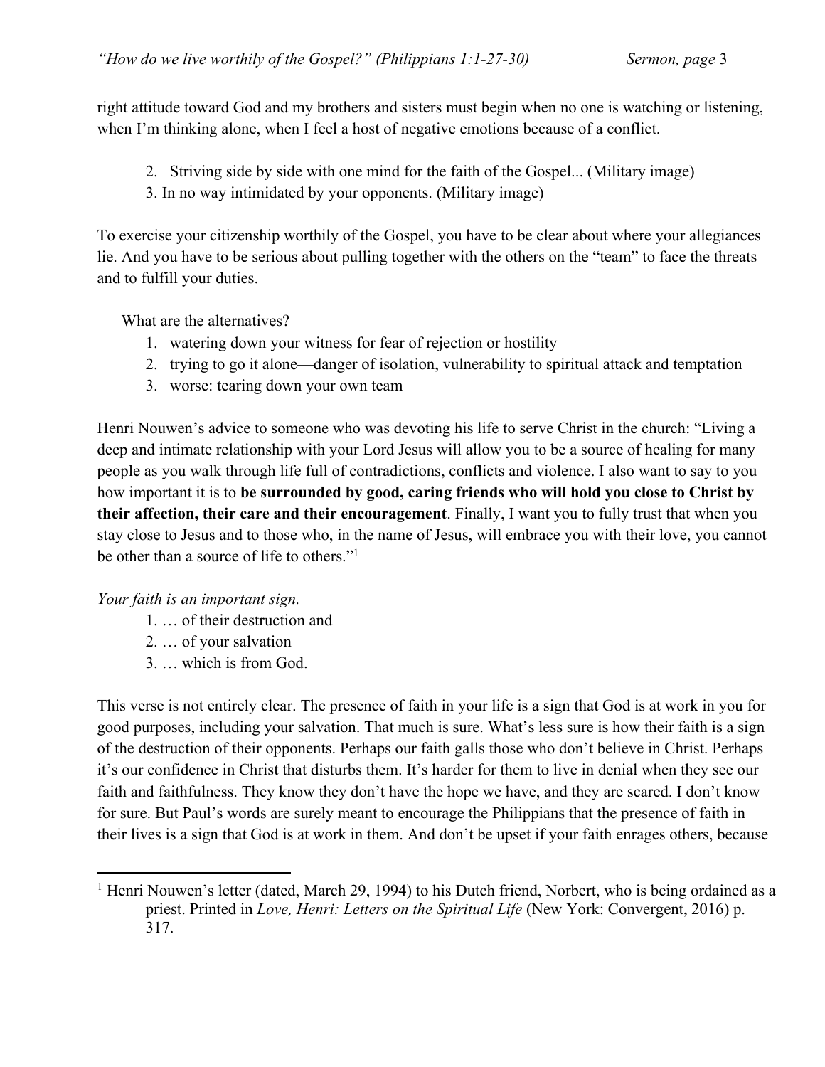right attitude toward God and my brothers and sisters must begin when no one is watching or listening, when I'm thinking alone, when I feel a host of negative emotions because of a conflict.

2. Striving side by side with one mind for the faith of the Gospel... (Military image)
3. In no way intimidated by your opponents. (Military image)

To exercise your citizenship worthily of the Gospel, you have to be clear about where your allegiances lie. And you have to be serious about pulling together with the others on the "team" to face the threats and to fulfill your duties.

What are the alternatives?

1. watering down your witness for fear of rejection or hostility
2. trying to go it alone—danger of isolation, vulnerability to spiritual attack and temptation
3. worse: tearing down your own team

Henri Nouwen's advice to someone who was devoting his life to serve Christ in the church: "Living a deep and intimate relationship with your Lord Jesus will allow you to be a source of healing for many people as you walk through life full of contradictions, conflicts and violence. I also want to say to you how important it is to **be surrounded by good, caring friends who will hold you close to Christ by their affection, their care and their encouragement**. Finally, I want you to fully trust that when you stay close to Jesus and to those who, in the name of Jesus, will embrace you with their love, you cannot be other than a source of life to others."[1]

*Your faith is an important sign.*

1. … of their destruction and
2. … of your salvation
3. … which is from God.

This verse is not entirely clear. The presence of faith in your life is a sign that God is at work in you for good purposes, including your salvation. That much is sure. What's less sure is how their faith is a sign of the destruction of their opponents. Perhaps our faith galls those who don't believe in Christ. Perhaps it's our confidence in Christ that disturbs them. It's harder for them to live in denial when they see our faith and faithfulness. They know they don't have the hope we have, and they are scared. I don't know for sure. But Paul's words are surely meant to encourage the Philippians that the presence of faith in their lives is a sign that God is at work in them. And don't be upset if your faith enrages others, because

---

[1] Henri Nouwen's letter (dated, March 29, 1994) to his Dutch friend, Norbert, who is being ordained as a priest. Printed in *Love, Henri: Letters on the Spiritual Life* (New York: Convergent, 2016) p. 317.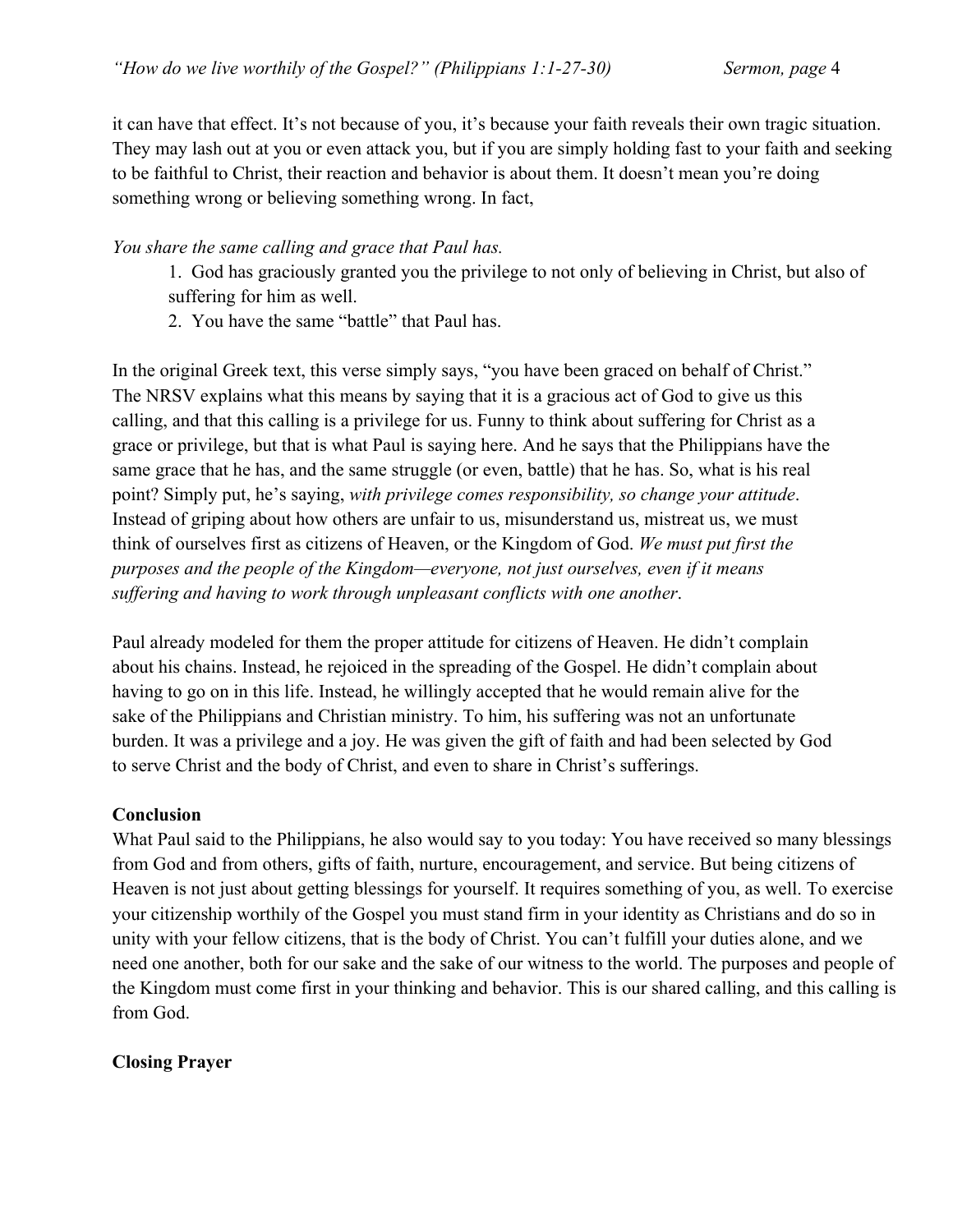it can have that effect. It's not because of you, it's because your faith reveals their own tragic situation. They may lash out at you or even attack you, but if you are simply holding fast to your faith and seeking to be faithful to Christ, their reaction and behavior is about them. It doesn't mean you're doing something wrong or believing something wrong. In fact,

*You share the same calling and grace that Paul has.*

1. God has graciously granted you the privilege to not only of believing in Christ, but also of suffering for him as well.
2. You have the same "battle" that Paul has.

In the original Greek text, this verse simply says, "you have been graced on behalf of Christ." The NRSV explains what this means by saying that it is a gracious act of God to give us this calling, and that this calling is a privilege for us. Funny to think about suffering for Christ as a grace or privilege, but that is what Paul is saying here. And he says that the Philippians have the same grace that he has, and the same struggle (or even, battle) that he has. So, what is his real point? Simply put, he's saying, *with privilege comes responsibility, so change your attitude*. Instead of griping about how others are unfair to us, misunderstand us, mistreat us, we must think of ourselves first as citizens of Heaven, or the Kingdom of God. *We must put first the purposes and the people of the Kingdom—everyone, not just ourselves, even if it means suffering and having to work through unpleasant conflicts with one another*.

Paul already modeled for them the proper attitude for citizens of Heaven. He didn't complain about his chains. Instead, he rejoiced in the spreading of the Gospel. He didn't complain about having to go on in this life. Instead, he willingly accepted that he would remain alive for the sake of the Philippians and Christian ministry. To him, his suffering was not an unfortunate burden. It was a privilege and a joy. He was given the gift of faith and had been selected by God to serve Christ and the body of Christ, and even to share in Christ's sufferings.

**Conclusion**

What Paul said to the Philippians, he also would say to you today: You have received so many blessings from God and from others, gifts of faith, nurture, encouragement, and service. But being citizens of Heaven is not just about getting blessings for yourself. It requires something of you, as well. To exercise your citizenship worthily of the Gospel you must stand firm in your identity as Christians and do so in unity with your fellow citizens, that is the body of Christ. You can't fulfill your duties alone, and we need one another, both for our sake and the sake of our witness to the world. The purposes and people of the Kingdom must come first in your thinking and behavior. This is our shared calling, and this calling is from God.

**Closing Prayer**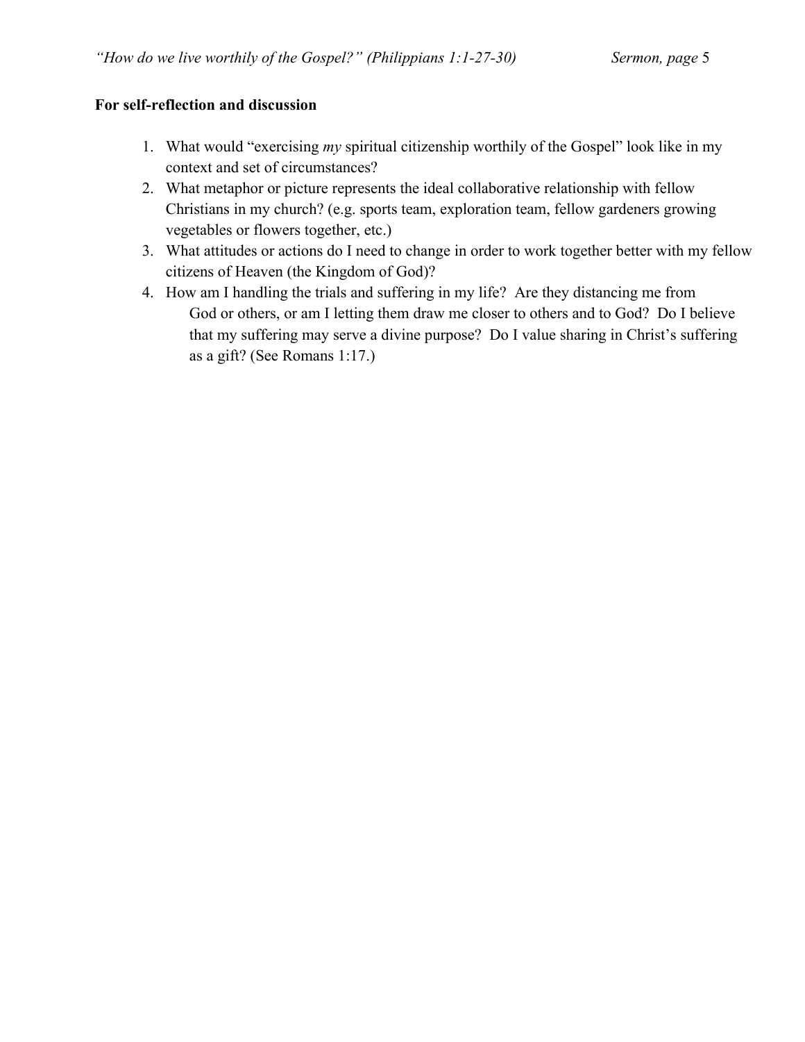**For self-reflection and discussion**

1. What would "exercising *my* spiritual citizenship worthily of the Gospel" look like in my context and set of circumstances?
2. What metaphor or picture represents the ideal collaborative relationship with fellow Christians in my church? (e.g. sports team, exploration team, fellow gardeners growing vegetables or flowers together, etc.)
3. What attitudes or actions do I need to change in order to work together better with my fellow citizens of Heaven (the Kingdom of God)?
4. How am I handling the trials and suffering in my life? Are they distancing me from God or others, or am I letting them draw me closer to others and to God? Do I believe that my suffering may serve a divine purpose? Do I value sharing in Christ's suffering as a gift? (See Romans 1:17.)